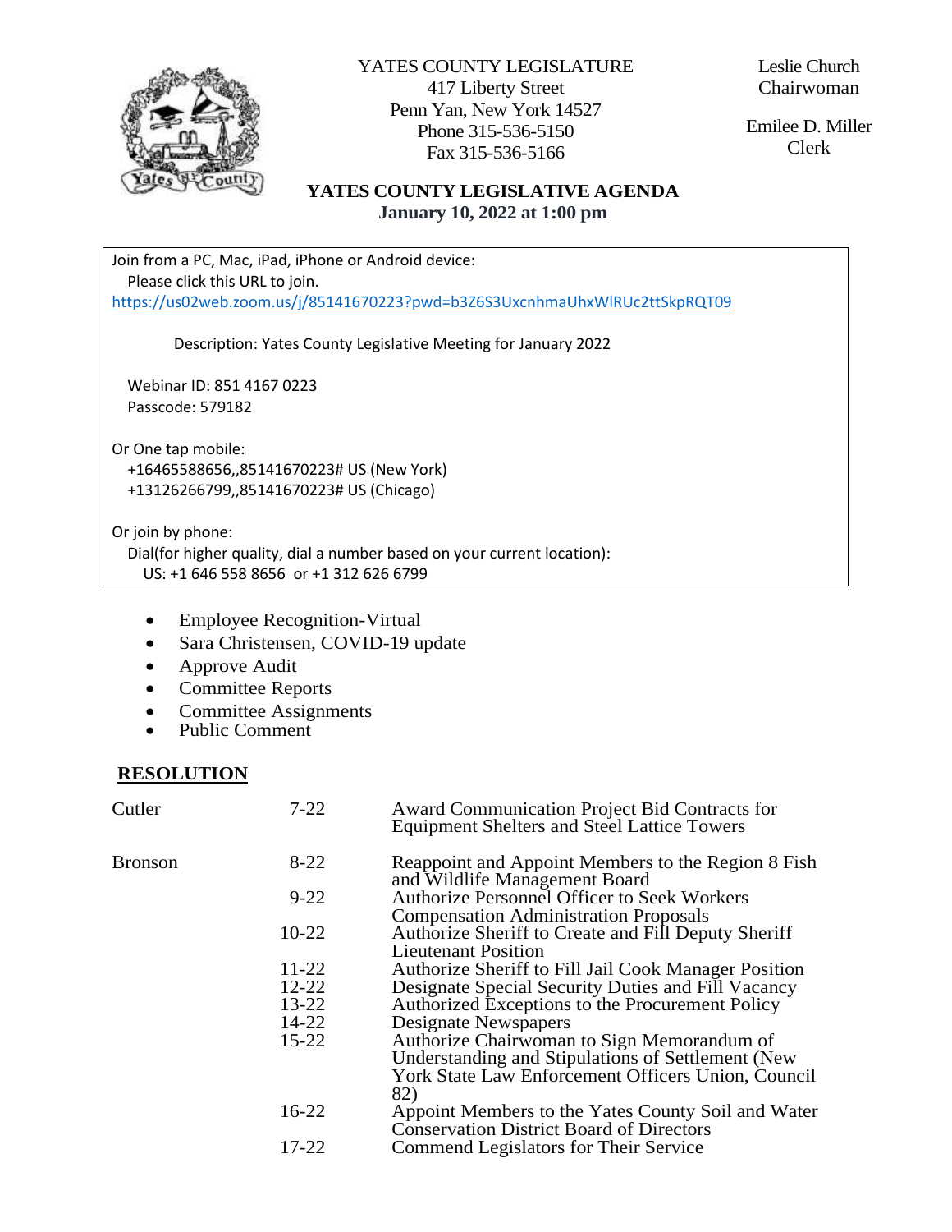YATES COUNTY LEGISLATURE
417 Liberty Street
Penn Yan, New York 14527
Phone 315-536-5150
Fax 315-536-5166

Leslie Church
Chairwoman

Emilee D. Miller
Clerk

## YATES COUNTY LEGISLATIVE AGENDA
**January 10, 2022 at 1:00 pm**

Join from a PC, Mac, iPad, iPhone or Android device:
Please click this URL to join.
https://us02web.zoom.us/j/85141670223?pwd=b3Z6S3UxcnhmaUhxWlRUc2ttSkpRQT09

Description: Yates County Legislative Meeting for January 2022

Webinar ID: 851 4167 0223
Passcode: 579182

Or One tap mobile:
+16465588656,,85141670223# US (New York)
+13126266799,,85141670223# US (Chicago)

Or join by phone:
Dial(for higher quality, dial a number based on your current location):
US: +1 646 558 8656 or +1 312 626 6799

- Employee Recognition-Virtual
- Sara Christensen, COVID-19 update
- Approve Audit
- Committee Reports
- Committee Assignments
- Public Comment

## RESOLUTION

| | | |
|---|---|---|
| Cutler | 7-22 | Award Communication Project Bid Contracts for Equipment Shelters and Steel Lattice Towers |
| Bronson | 8-22 | Reappoint and Appoint Members to the Region 8 Fish and Wildlife Management Board |
| | 9-22 | Authorize Personnel Officer to Seek Workers Compensation Administration Proposals |
| | 10-22 | Authorize Sheriff to Create and Fill Deputy Sheriff Lieutenant Position |
| | 11-22 | Authorize Sheriff to Fill Jail Cook Manager Position |
| | 12-22 | Designate Special Security Duties and Fill Vacancy |
| | 13-22 | Authorized Exceptions to the Procurement Policy |
| | 14-22 | Designate Newspapers |
| | 15-22 | Authorize Chairwoman to Sign Memorandum of Understanding and Stipulations of Settlement (New York State Law Enforcement Officers Union, Council 82) |
| | 16-22 | Appoint Members to the Yates County Soil and Water Conservation District Board of Directors |
| | 17-22 | Commend Legislators for Their Service |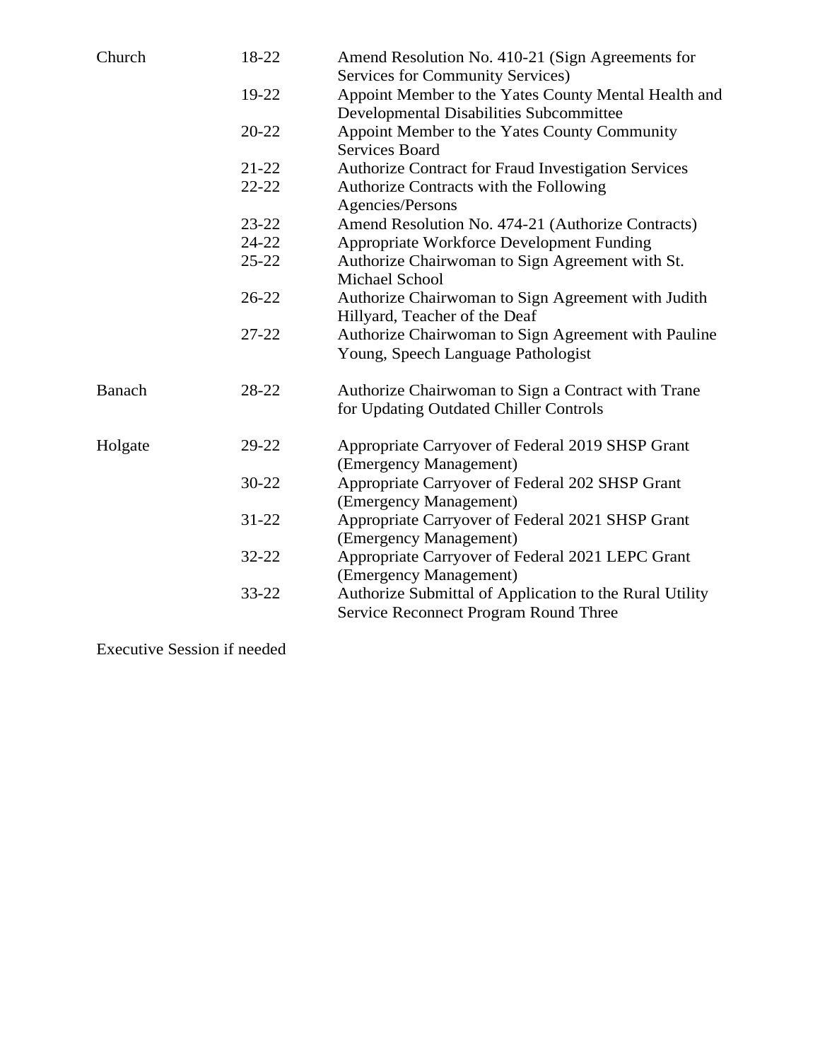| | | |
|---|---|---|
| Church | 18-22 | Amend Resolution No. 410-21 (Sign Agreements for Services for Community Services) |
| | 19-22 | Appoint Member to the Yates County Mental Health and Developmental Disabilities Subcommittee |
| | 20-22 | Appoint Member to the Yates County Community Services Board |
| | 21-22 | Authorize Contract for Fraud Investigation Services |
| | 22-22 | Authorize Contracts with the Following Agencies/Persons |
| | 23-22 | Amend Resolution No. 474-21 (Authorize Contracts) |
| | 24-22 | Appropriate Workforce Development Funding |
| | 25-22 | Authorize Chairwoman to Sign Agreement with St. Michael School |
| | 26-22 | Authorize Chairwoman to Sign Agreement with Judith Hillyard, Teacher of the Deaf |
| | 27-22 | Authorize Chairwoman to Sign Agreement with Pauline Young, Speech Language Pathologist |
| Banach | 28-22 | Authorize Chairwoman to Sign a Contract with Trane for Updating Outdated Chiller Controls |
| Holgate | 29-22 | Appropriate Carryover of Federal 2019 SHSP Grant (Emergency Management) |
| | 30-22 | Appropriate Carryover of Federal 202 SHSP Grant (Emergency Management) |
| | 31-22 | Appropriate Carryover of Federal 2021 SHSP Grant (Emergency Management) |
| | 32-22 | Appropriate Carryover of Federal 2021 LEPC Grant (Emergency Management) |
| | 33-22 | Authorize Submittal of Application to the Rural Utility Service Reconnect Program Round Three |

Executive Session if needed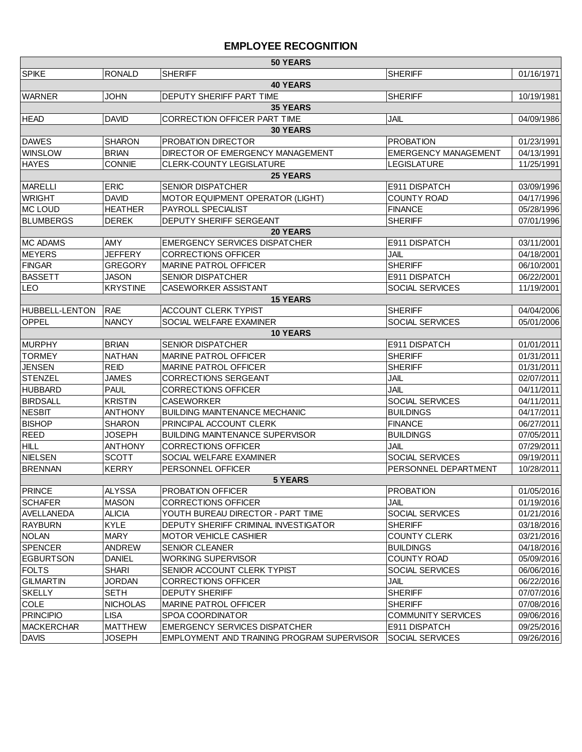## EMPLOYEE RECOGNITION

| | | | | |
|---|---|---|---|---|
| **50 YEARS** | | | | |
| SPIKE | RONALD | SHERIFF | SHERIFF | 01/16/1971 |
| **40 YEARS** | | | | |
| WARNER | JOHN | DEPUTY SHERIFF PART TIME | SHERIFF | 10/19/1981 |
| **35 YEARS** | | | | |
| HEAD | DAVID | CORRECTION OFFICER PART TIME | JAIL | 04/09/1986 |
| **30 YEARS** | | | | |
| DAWES | SHARON | PROBATION DIRECTOR | PROBATION | 01/23/1991 |
| WINSLOW | BRIAN | DIRECTOR OF EMERGENCY MANAGEMENT | EMERGENCY MANAGEMENT | 04/13/1991 |
| HAYES | CONNIE | CLERK-COUNTY LEGISLATURE | LEGISLATURE | 11/25/1991 |
| **25 YEARS** | | | | |
| MARELLI | ERIC | SENIOR DISPATCHER | E911 DISPATCH | 03/09/1996 |
| WRIGHT | DAVID | MOTOR EQUIPMENT OPERATOR (LIGHT) | COUNTY ROAD | 04/17/1996 |
| MC LOUD | HEATHER | PAYROLL SPECIALIST | FINANCE | 05/28/1996 |
| BLUMBERGS | DEREK | DEPUTY SHERIFF SERGEANT | SHERIFF | 07/01/1996 |
| **20 YEARS** | | | | |
| MC ADAMS | AMY | EMERGENCY SERVICES DISPATCHER | E911 DISPATCH | 03/11/2001 |
| MEYERS | JEFFERY | CORRECTIONS OFFICER | JAIL | 04/18/2001 |
| FINGAR | GREGORY | MARINE PATROL OFFICER | SHERIFF | 06/10/2001 |
| BASSETT | JASON | SENIOR DISPATCHER | E911 DISPATCH | 06/22/2001 |
| LEO | KRYSTINE | CASEWORKER ASSISTANT | SOCIAL SERVICES | 11/19/2001 |
| **15 YEARS** | | | | |
| HUBBELL-LENTON | RAE | ACCOUNT CLERK TYPIST | SHERIFF | 04/04/2006 |
| OPPEL | NANCY | SOCIAL WELFARE EXAMINER | SOCIAL SERVICES | 05/01/2006 |
| **10 YEARS** | | | | |
| MURPHY | BRIAN | SENIOR DISPATCHER | E911 DISPATCH | 01/01/2011 |
| TORMEY | NATHAN | MARINE PATROL OFFICER | SHERIFF | 01/31/2011 |
| JENSEN | REID | MARINE PATROL OFFICER | SHERIFF | 01/31/2011 |
| STENZEL | JAMES | CORRECTIONS SERGEANT | JAIL | 02/07/2011 |
| HUBBARD | PAUL | CORRECTIONS OFFICER | JAIL | 04/11/2011 |
| BIRDSALL | KRISTIN | CASEWORKER | SOCIAL SERVICES | 04/11/2011 |
| NESBIT | ANTHONY | BUILDING MAINTENANCE MECHANIC | BUILDINGS | 04/17/2011 |
| BISHOP | SHARON | PRINCIPAL ACCOUNT CLERK | FINANCE | 06/27/2011 |
| REED | JOSEPH | BUILDING MAINTENANCE SUPERVISOR | BUILDINGS | 07/05/2011 |
| HILL | ANTHONY | CORRECTIONS OFFICER | JAIL | 07/29/2011 |
| NIELSEN | SCOTT | SOCIAL WELFARE EXAMINER | SOCIAL SERVICES | 09/19/2011 |
| BRENNAN | KERRY | PERSONNEL OFFICER | PERSONNEL DEPARTMENT | 10/28/2011 |
| **5 YEARS** | | | | |
| PRINCE | ALYSSA | PROBATION OFFICER | PROBATION | 01/05/2016 |
| SCHAFER | MASON | CORRECTIONS OFFICER | JAIL | 01/19/2016 |
| AVELLANEDA | ALICIA | YOUTH BUREAU DIRECTOR - PART TIME | SOCIAL SERVICES | 01/21/2016 |
| RAYBURN | KYLE | DEPUTY SHERIFF CRIMINAL INVESTIGATOR | SHERIFF | 03/18/2016 |
| NOLAN | MARY | MOTOR VEHICLE CASHIER | COUNTY CLERK | 03/21/2016 |
| SPENCER | ANDREW | SENIOR CLEANER | BUILDINGS | 04/18/2016 |
| EGBURTSON | DANIEL | WORKING SUPERVISOR | COUNTY ROAD | 05/09/2016 |
| FOLTS | SHARI | SENIOR ACCOUNT CLERK TYPIST | SOCIAL SERVICES | 06/06/2016 |
| GILMARTIN | JORDAN | CORRECTIONS OFFICER | JAIL | 06/22/2016 |
| SKELLY | SETH | DEPUTY SHERIFF | SHERIFF | 07/07/2016 |
| COLE | NICHOLAS | MARINE PATROL OFFICER | SHERIFF | 07/08/2016 |
| PRINCIPIO | LISA | SPOA COORDINATOR | COMMUNITY SERVICES | 09/06/2016 |
| MACKERCHAR | MATTHEW | EMERGENCY SERVICES DISPATCHER | E911 DISPATCH | 09/25/2016 |
| DAVIS | JOSEPH | EMPLOYMENT AND TRAINING PROGRAM SUPERVISOR | SOCIAL SERVICES | 09/26/2016 |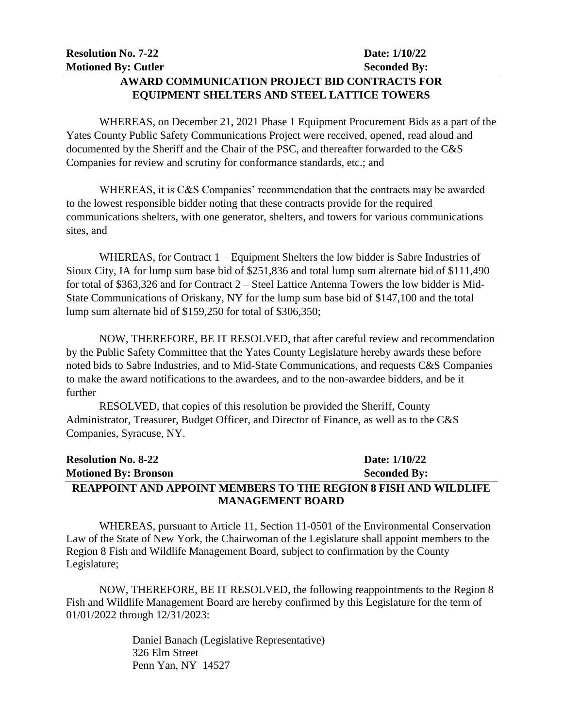**Resolution No. 7-22** **Date: 1/10/22**
**Motioned By: Cutler** **Seconded By:**

**AWARD COMMUNICATION PROJECT BID CONTRACTS FOR EQUIPMENT SHELTERS AND STEEL LATTICE TOWERS**

WHEREAS, on December 21, 2021 Phase 1 Equipment Procurement Bids as a part of the Yates County Public Safety Communications Project were received, opened, read aloud and documented by the Sheriff and the Chair of the PSC, and thereafter forwarded to the C&S Companies for review and scrutiny for conformance standards, etc.; and

WHEREAS, it is C&S Companies' recommendation that the contracts may be awarded to the lowest responsible bidder noting that these contracts provide for the required communications shelters, with one generator, shelters, and towers for various communications sites, and

WHEREAS, for Contract 1 – Equipment Shelters the low bidder is Sabre Industries of Sioux City, IA for lump sum base bid of $251,836 and total lump sum alternate bid of $111,490 for total of $363,326 and for Contract 2 – Steel Lattice Antenna Towers the low bidder is Mid-State Communications of Oriskany, NY for the lump sum base bid of $147,100 and the total lump sum alternate bid of $159,250 for total of $306,350;

NOW, THEREFORE, BE IT RESOLVED, that after careful review and recommendation by the Public Safety Committee that the Yates County Legislature hereby awards these before noted bids to Sabre Industries, and to Mid-State Communications, and requests C&S Companies to make the award notifications to the awardees, and to the non-awardee bidders, and be it further

RESOLVED, that copies of this resolution be provided the Sheriff, County Administrator, Treasurer, Budget Officer, and Director of Finance, as well as to the C&S Companies, Syracuse, NY.

**Resolution No. 8-22** **Date: 1/10/22**
**Motioned By: Bronson** **Seconded By:**

**REAPPOINT AND APPOINT MEMBERS TO THE REGION 8 FISH AND WILDLIFE MANAGEMENT BOARD**

WHEREAS, pursuant to Article 11, Section 11-0501 of the Environmental Conservation Law of the State of New York, the Chairwoman of the Legislature shall appoint members to the Region 8 Fish and Wildlife Management Board, subject to confirmation by the County Legislature;

NOW, THEREFORE, BE IT RESOLVED, the following reappointments to the Region 8 Fish and Wildlife Management Board are hereby confirmed by this Legislature for the term of 01/01/2022 through 12/31/2023:

Daniel Banach (Legislative Representative)
326 Elm Street
Penn Yan, NY 14527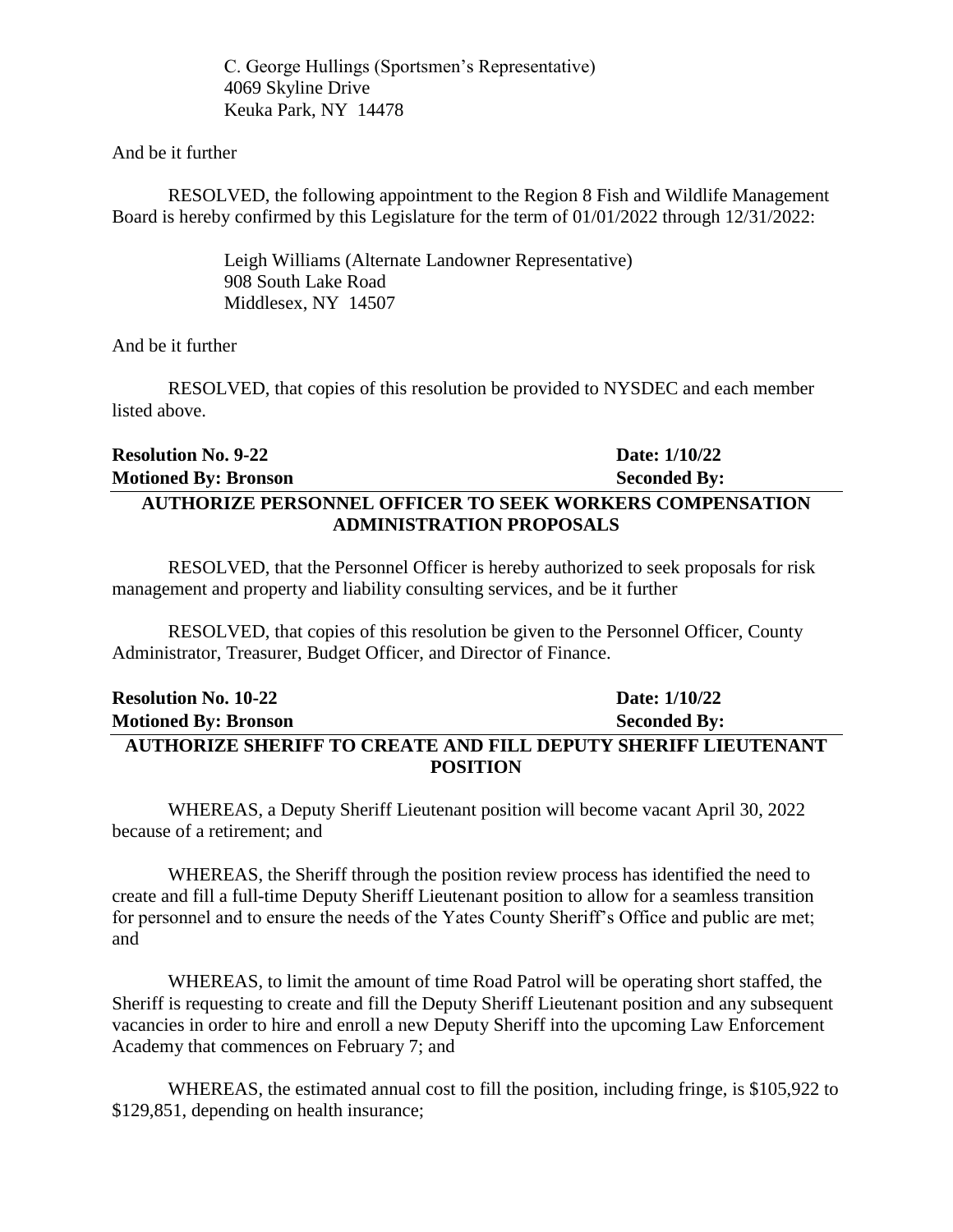C. George Hullings (Sportsmen's Representative)
4069 Skyline Drive
Keuka Park, NY 14478

And be it further

RESOLVED, the following appointment to the Region 8 Fish and Wildlife Management Board is hereby confirmed by this Legislature for the term of 01/01/2022 through 12/31/2022:

Leigh Williams (Alternate Landowner Representative)
908 South Lake Road
Middlesex, NY 14507

And be it further

RESOLVED, that copies of this resolution be provided to NYSDEC and each member listed above.

**Resolution No. 9-22** **Date: 1/10/22**
**Motioned By: Bronson** **Seconded By:**

**AUTHORIZE PERSONNEL OFFICER TO SEEK WORKERS COMPENSATION ADMINISTRATION PROPOSALS**

RESOLVED, that the Personnel Officer is hereby authorized to seek proposals for risk management and property and liability consulting services, and be it further

RESOLVED, that copies of this resolution be given to the Personnel Officer, County Administrator, Treasurer, Budget Officer, and Director of Finance.

**Resolution No. 10-22** **Date: 1/10/22**
**Motioned By: Bronson** **Seconded By:**

**AUTHORIZE SHERIFF TO CREATE AND FILL DEPUTY SHERIFF LIEUTENANT POSITION**

WHEREAS, a Deputy Sheriff Lieutenant position will become vacant April 30, 2022 because of a retirement; and

WHEREAS, the Sheriff through the position review process has identified the need to create and fill a full-time Deputy Sheriff Lieutenant position to allow for a seamless transition for personnel and to ensure the needs of the Yates County Sheriff's Office and public are met; and

WHEREAS, to limit the amount of time Road Patrol will be operating short staffed, the Sheriff is requesting to create and fill the Deputy Sheriff Lieutenant position and any subsequent vacancies in order to hire and enroll a new Deputy Sheriff into the upcoming Law Enforcement Academy that commences on February 7; and

WHEREAS, the estimated annual cost to fill the position, including fringe, is $105,922 to $129,851, depending on health insurance;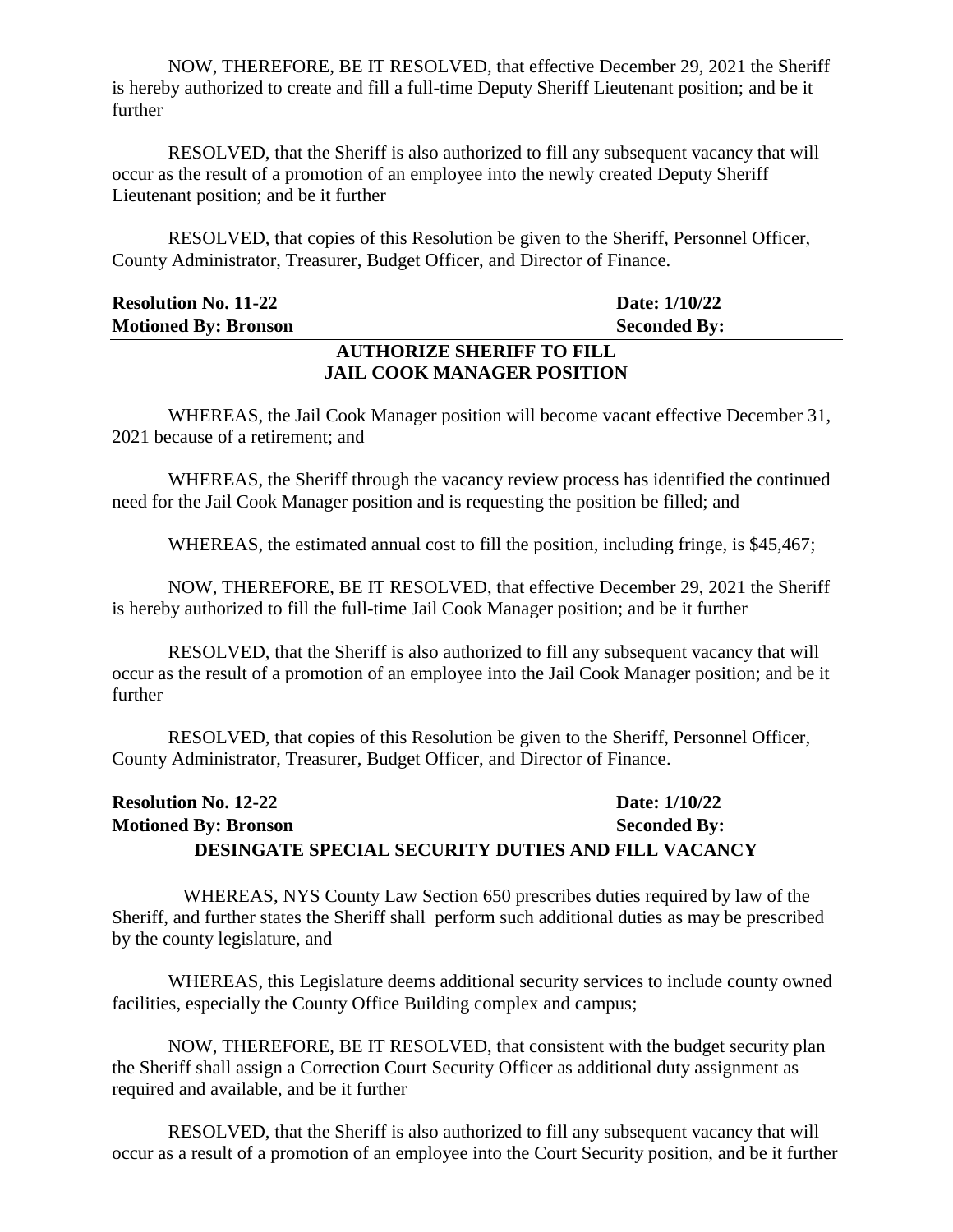NOW, THEREFORE, BE IT RESOLVED, that effective December 29, 2021 the Sheriff is hereby authorized to create and fill a full-time Deputy Sheriff Lieutenant position; and be it further

RESOLVED, that the Sheriff is also authorized to fill any subsequent vacancy that will occur as the result of a promotion of an employee into the newly created Deputy Sheriff Lieutenant position; and be it further

RESOLVED, that copies of this Resolution be given to the Sheriff, Personnel Officer, County Administrator, Treasurer, Budget Officer, and Director of Finance.

**Resolution No. 11-22** **Date: 1/10/22**
**Motioned By: Bronson** **Seconded By:**

## AUTHORIZE SHERIFF TO FILL JAIL COOK MANAGER POSITION

WHEREAS, the Jail Cook Manager position will become vacant effective December 31, 2021 because of a retirement; and

WHEREAS, the Sheriff through the vacancy review process has identified the continued need for the Jail Cook Manager position and is requesting the position be filled; and

WHEREAS, the estimated annual cost to fill the position, including fringe, is $45,467;

NOW, THEREFORE, BE IT RESOLVED, that effective December 29, 2021 the Sheriff is hereby authorized to fill the full-time Jail Cook Manager position; and be it further

RESOLVED, that the Sheriff is also authorized to fill any subsequent vacancy that will occur as the result of a promotion of an employee into the Jail Cook Manager position; and be it further

RESOLVED, that copies of this Resolution be given to the Sheriff, Personnel Officer, County Administrator, Treasurer, Budget Officer, and Director of Finance.

**Resolution No. 12-22** **Date: 1/10/22**
**Motioned By: Bronson** **Seconded By:**

## DESINGATE SPECIAL SECURITY DUTIES AND FILL VACANCY

WHEREAS, NYS County Law Section 650 prescribes duties required by law of the Sheriff, and further states the Sheriff shall perform such additional duties as may be prescribed by the county legislature, and

WHEREAS, this Legislature deems additional security services to include county owned facilities, especially the County Office Building complex and campus;

NOW, THEREFORE, BE IT RESOLVED, that consistent with the budget security plan the Sheriff shall assign a Correction Court Security Officer as additional duty assignment as required and available, and be it further

RESOLVED, that the Sheriff is also authorized to fill any subsequent vacancy that will occur as a result of a promotion of an employee into the Court Security position, and be it further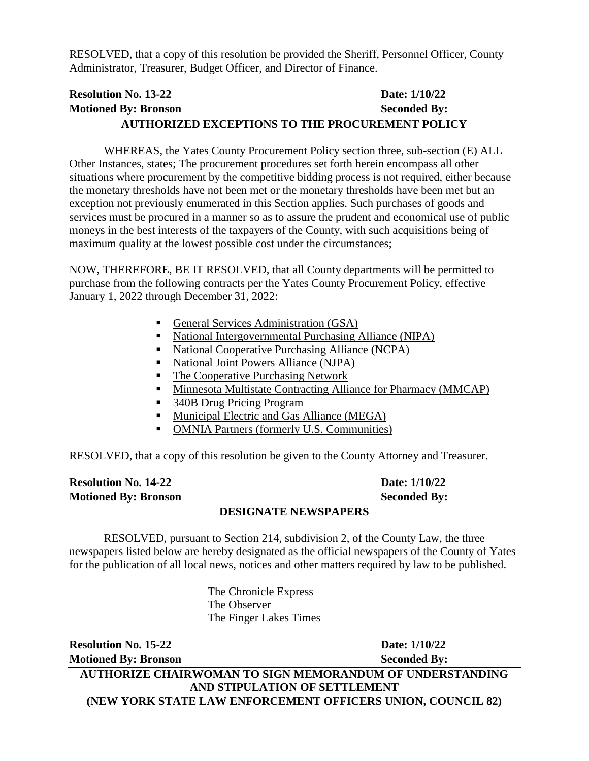RESOLVED, that a copy of this resolution be provided the Sheriff, Personnel Officer, County Administrator, Treasurer, Budget Officer, and Director of Finance.

**Resolution No. 13-22** **Date: 1/10/22**
**Motioned By: Bronson** **Seconded By:**

**AUTHORIZED EXCEPTIONS TO THE PROCUREMENT POLICY**

WHEREAS, the Yates County Procurement Policy section three, sub-section (E) ALL Other Instances, states; The procurement procedures set forth herein encompass all other situations where procurement by the competitive bidding process is not required, either because the monetary thresholds have not been met or the monetary thresholds have been met but an exception not previously enumerated in this Section applies. Such purchases of goods and services must be procured in a manner so as to assure the prudent and economical use of public moneys in the best interests of the taxpayers of the County, with such acquisitions being of maximum quality at the lowest possible cost under the circumstances;

NOW, THEREFORE, BE IT RESOLVED, that all County departments will be permitted to purchase from the following contracts per the Yates County Procurement Policy, effective January 1, 2022 through December 31, 2022:

- General Services Administration (GSA)
- National Intergovernmental Purchasing Alliance (NIPA)
- National Cooperative Purchasing Alliance (NCPA)
- National Joint Powers Alliance (NJPA)
- The Cooperative Purchasing Network
- Minnesota Multistate Contracting Alliance for Pharmacy (MMCAP)
- 340B Drug Pricing Program
- Municipal Electric and Gas Alliance (MEGA)
- OMNIA Partners (formerly U.S. Communities)

RESOLVED, that a copy of this resolution be given to the County Attorney and Treasurer.

**Resolution No. 14-22** **Date: 1/10/22**
**Motioned By: Bronson** **Seconded By:**

**DESIGNATE NEWSPAPERS**

RESOLVED, pursuant to Section 214, subdivision 2, of the County Law, the three newspapers listed below are hereby designated as the official newspapers of the County of Yates for the publication of all local news, notices and other matters required by law to be published.

The Chronicle Express
The Observer
The Finger Lakes Times

**Resolution No. 15-22** **Date: 1/10/22**
**Motioned By: Bronson** **Seconded By:**

**AUTHORIZE CHAIRWOMAN TO SIGN MEMORANDUM OF UNDERSTANDING AND STIPULATION OF SETTLEMENT (NEW YORK STATE LAW ENFORCEMENT OFFICERS UNION, COUNCIL 82)**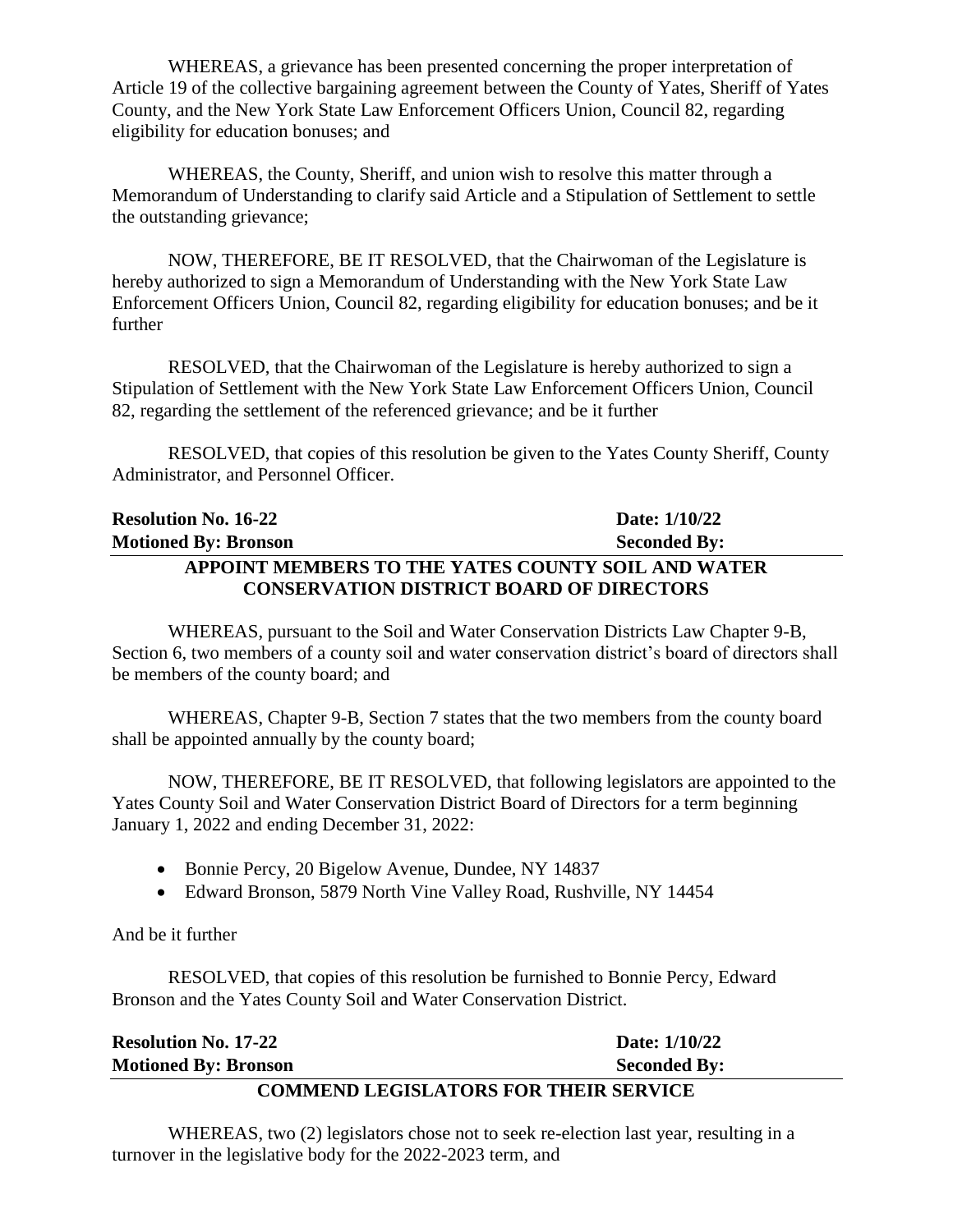WHEREAS, a grievance has been presented concerning the proper interpretation of Article 19 of the collective bargaining agreement between the County of Yates, Sheriff of Yates County, and the New York State Law Enforcement Officers Union, Council 82, regarding eligibility for education bonuses; and

WHEREAS, the County, Sheriff, and union wish to resolve this matter through a Memorandum of Understanding to clarify said Article and a Stipulation of Settlement to settle the outstanding grievance;

NOW, THEREFORE, BE IT RESOLVED, that the Chairwoman of the Legislature is hereby authorized to sign a Memorandum of Understanding with the New York State Law Enforcement Officers Union, Council 82, regarding eligibility for education bonuses; and be it further

RESOLVED, that the Chairwoman of the Legislature is hereby authorized to sign a Stipulation of Settlement with the New York State Law Enforcement Officers Union, Council 82, regarding the settlement of the referenced grievance; and be it further

RESOLVED, that copies of this resolution be given to the Yates County Sheriff, County Administrator, and Personnel Officer.

**Resolution No. 16-22** **Date: 1/10/22**
**Motioned By: Bronson** **Seconded By:**

**APPOINT MEMBERS TO THE YATES COUNTY SOIL AND WATER CONSERVATION DISTRICT BOARD OF DIRECTORS**

WHEREAS, pursuant to the Soil and Water Conservation Districts Law Chapter 9-B, Section 6, two members of a county soil and water conservation district's board of directors shall be members of the county board; and

WHEREAS, Chapter 9-B, Section 7 states that the two members from the county board shall be appointed annually by the county board;

NOW, THEREFORE, BE IT RESOLVED, that following legislators are appointed to the Yates County Soil and Water Conservation District Board of Directors for a term beginning January 1, 2022 and ending December 31, 2022:

- Bonnie Percy, 20 Bigelow Avenue, Dundee, NY 14837
- Edward Bronson, 5879 North Vine Valley Road, Rushville, NY 14454

And be it further

RESOLVED, that copies of this resolution be furnished to Bonnie Percy, Edward Bronson and the Yates County Soil and Water Conservation District.

**Resolution No. 17-22** **Date: 1/10/22**
**Motioned By: Bronson** **Seconded By:**

**COMMEND LEGISLATORS FOR THEIR SERVICE**

WHEREAS, two (2) legislators chose not to seek re-election last year, resulting in a turnover in the legislative body for the 2022-2023 term, and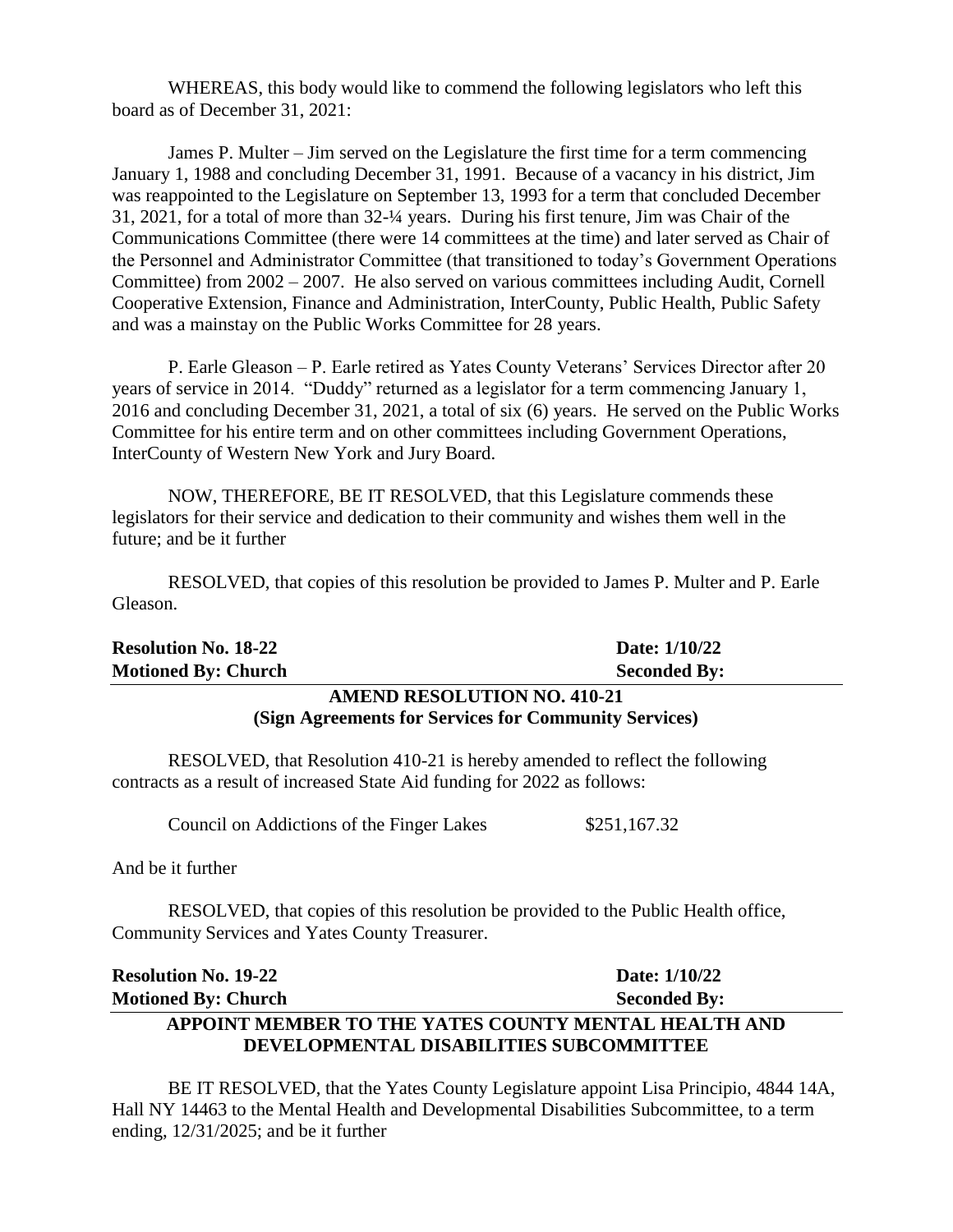WHEREAS, this body would like to commend the following legislators who left this board as of December 31, 2021:

James P. Multer – Jim served on the Legislature the first time for a term commencing January 1, 1988 and concluding December 31, 1991. Because of a vacancy in his district, Jim was reappointed to the Legislature on September 13, 1993 for a term that concluded December 31, 2021, for a total of more than 32-¼ years. During his first tenure, Jim was Chair of the Communications Committee (there were 14 committees at the time) and later served as Chair of the Personnel and Administrator Committee (that transitioned to today's Government Operations Committee) from 2002 – 2007. He also served on various committees including Audit, Cornell Cooperative Extension, Finance and Administration, InterCounty, Public Health, Public Safety and was a mainstay on the Public Works Committee for 28 years.

P. Earle Gleason – P. Earle retired as Yates County Veterans' Services Director after 20 years of service in 2014. "Duddy" returned as a legislator for a term commencing January 1, 2016 and concluding December 31, 2021, a total of six (6) years. He served on the Public Works Committee for his entire term and on other committees including Government Operations, InterCounty of Western New York and Jury Board.

NOW, THEREFORE, BE IT RESOLVED, that this Legislature commends these legislators for their service and dedication to their community and wishes them well in the future; and be it further

RESOLVED, that copies of this resolution be provided to James P. Multer and P. Earle Gleason.

**Resolution No. 18-22** **Date: 1/10/22**
**Motioned By: Church** **Seconded By:**

**AMEND RESOLUTION NO. 410-21**
**(Sign Agreements for Services for Community Services)**

RESOLVED, that Resolution 410-21 is hereby amended to reflect the following contracts as a result of increased State Aid funding for 2022 as follows:

Council on Addictions of the Finger Lakes $251,167.32

And be it further

RESOLVED, that copies of this resolution be provided to the Public Health office, Community Services and Yates County Treasurer.

**Resolution No. 19-22** **Date: 1/10/22**
**Motioned By: Church** **Seconded By:**

**APPOINT MEMBER TO THE YATES COUNTY MENTAL HEALTH AND DEVELOPMENTAL DISABILITIES SUBCOMMITTEE**

BE IT RESOLVED, that the Yates County Legislature appoint Lisa Principio, 4844 14A, Hall NY 14463 to the Mental Health and Developmental Disabilities Subcommittee, to a term ending, 12/31/2025; and be it further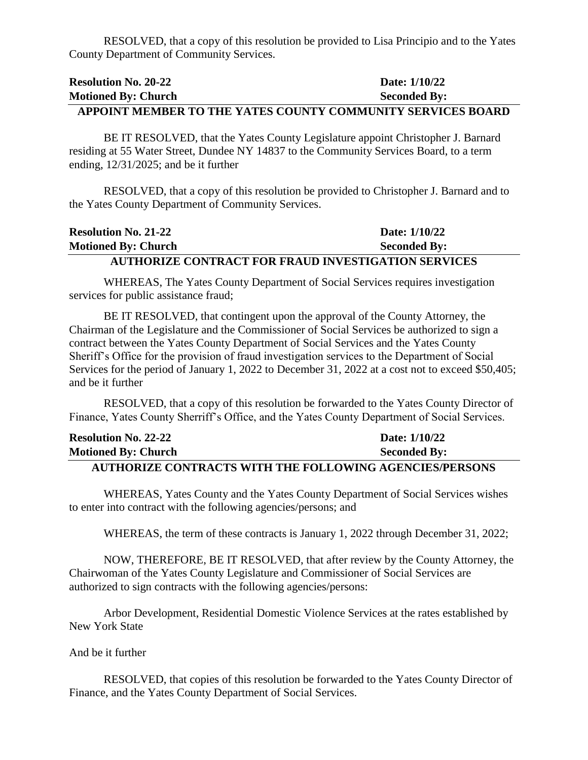RESOLVED, that a copy of this resolution be provided to Lisa Principio and to the Yates County Department of Community Services.

**Resolution No. 20-22** **Date: 1/10/22**
**Motioned By: Church** **Seconded By:**

**APPOINT MEMBER TO THE YATES COUNTY COMMUNITY SERVICES BOARD**

BE IT RESOLVED, that the Yates County Legislature appoint Christopher J. Barnard residing at 55 Water Street, Dundee NY 14837 to the Community Services Board, to a term ending, 12/31/2025; and be it further

RESOLVED, that a copy of this resolution be provided to Christopher J. Barnard and to the Yates County Department of Community Services.

**Resolution No. 21-22** **Date: 1/10/22**
**Motioned By: Church** **Seconded By:**

**AUTHORIZE CONTRACT FOR FRAUD INVESTIGATION SERVICES**

WHEREAS, The Yates County Department of Social Services requires investigation services for public assistance fraud;

BE IT RESOLVED, that contingent upon the approval of the County Attorney, the Chairman of the Legislature and the Commissioner of Social Services be authorized to sign a contract between the Yates County Department of Social Services and the Yates County Sheriff's Office for the provision of fraud investigation services to the Department of Social Services for the period of January 1, 2022 to December 31, 2022 at a cost not to exceed $50,405; and be it further

RESOLVED, that a copy of this resolution be forwarded to the Yates County Director of Finance, Yates County Sherriff's Office, and the Yates County Department of Social Services.

**Resolution No. 22-22** **Date: 1/10/22**
**Motioned By: Church** **Seconded By:**

**AUTHORIZE CONTRACTS WITH THE FOLLOWING AGENCIES/PERSONS**

WHEREAS, Yates County and the Yates County Department of Social Services wishes to enter into contract with the following agencies/persons; and

WHEREAS, the term of these contracts is January 1, 2022 through December 31, 2022;

NOW, THEREFORE, BE IT RESOLVED, that after review by the County Attorney, the Chairwoman of the Yates County Legislature and Commissioner of Social Services are authorized to sign contracts with the following agencies/persons:

Arbor Development, Residential Domestic Violence Services at the rates established by New York State

And be it further

RESOLVED, that copies of this resolution be forwarded to the Yates County Director of Finance, and the Yates County Department of Social Services.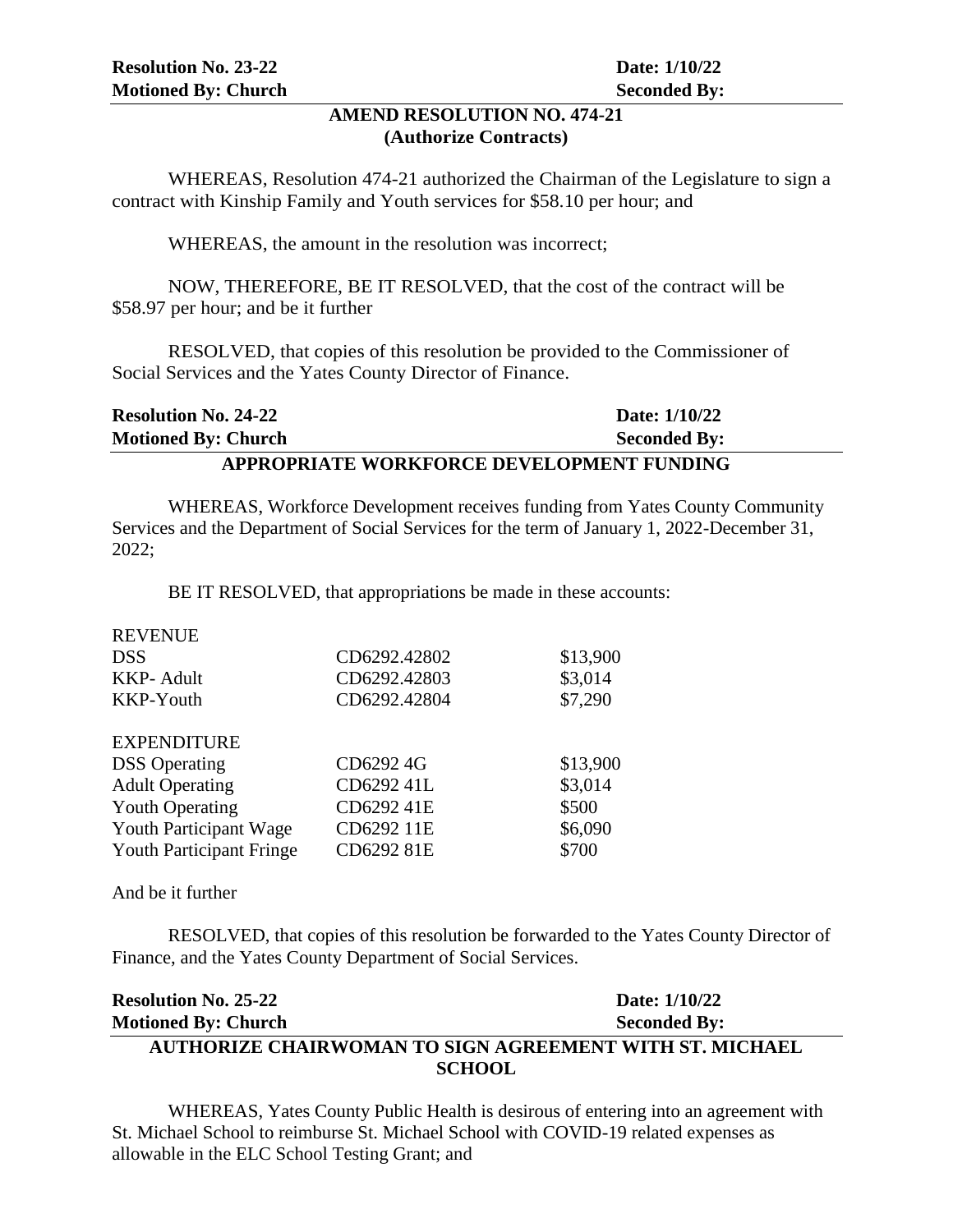**Resolution No. 23-22** **Date: 1/10/22**
**Motioned By: Church** **Seconded By:**

## AMEND RESOLUTION NO. 474-21
## (Authorize Contracts)

WHEREAS, Resolution 474-21 authorized the Chairman of the Legislature to sign a contract with Kinship Family and Youth services for $58.10 per hour; and

WHEREAS, the amount in the resolution was incorrect;

NOW, THEREFORE, BE IT RESOLVED, that the cost of the contract will be $58.97 per hour; and be it further

RESOLVED, that copies of this resolution be provided to the Commissioner of Social Services and the Yates County Director of Finance.

**Resolution No. 24-22** **Date: 1/10/22**
**Motioned By: Church** **Seconded By:**

## APPROPRIATE WORKFORCE DEVELOPMENT FUNDING

WHEREAS, Workforce Development receives funding from Yates County Community Services and the Department of Social Services for the term of January 1, 2022-December 31, 2022;

BE IT RESOLVED, that appropriations be made in these accounts:

| REVENUE | | |
|---|---|---|
| DSS | CD6292.42802 | $13,900 |
| KKP- Adult | CD6292.42803 | $3,014 |
| KKP-Youth | CD6292.42804 | $7,290 |
| | | |
| EXPENDITURE | | |
| DSS Operating | CD6292 4G | $13,900 |
| Adult Operating | CD6292 41L | $3,014 |
| Youth Operating | CD6292 41E | $500 |
| Youth Participant Wage | CD6292 11E | $6,090 |
| Youth Participant Fringe | CD6292 81E | $700 |

And be it further

RESOLVED, that copies of this resolution be forwarded to the Yates County Director of Finance, and the Yates County Department of Social Services.

**Resolution No. 25-22** **Date: 1/10/22**
**Motioned By: Church** **Seconded By:**

## AUTHORIZE CHAIRWOMAN TO SIGN AGREEMENT WITH ST. MICHAEL SCHOOL

WHEREAS, Yates County Public Health is desirous of entering into an agreement with St. Michael School to reimburse St. Michael School with COVID-19 related expenses as allowable in the ELC School Testing Grant; and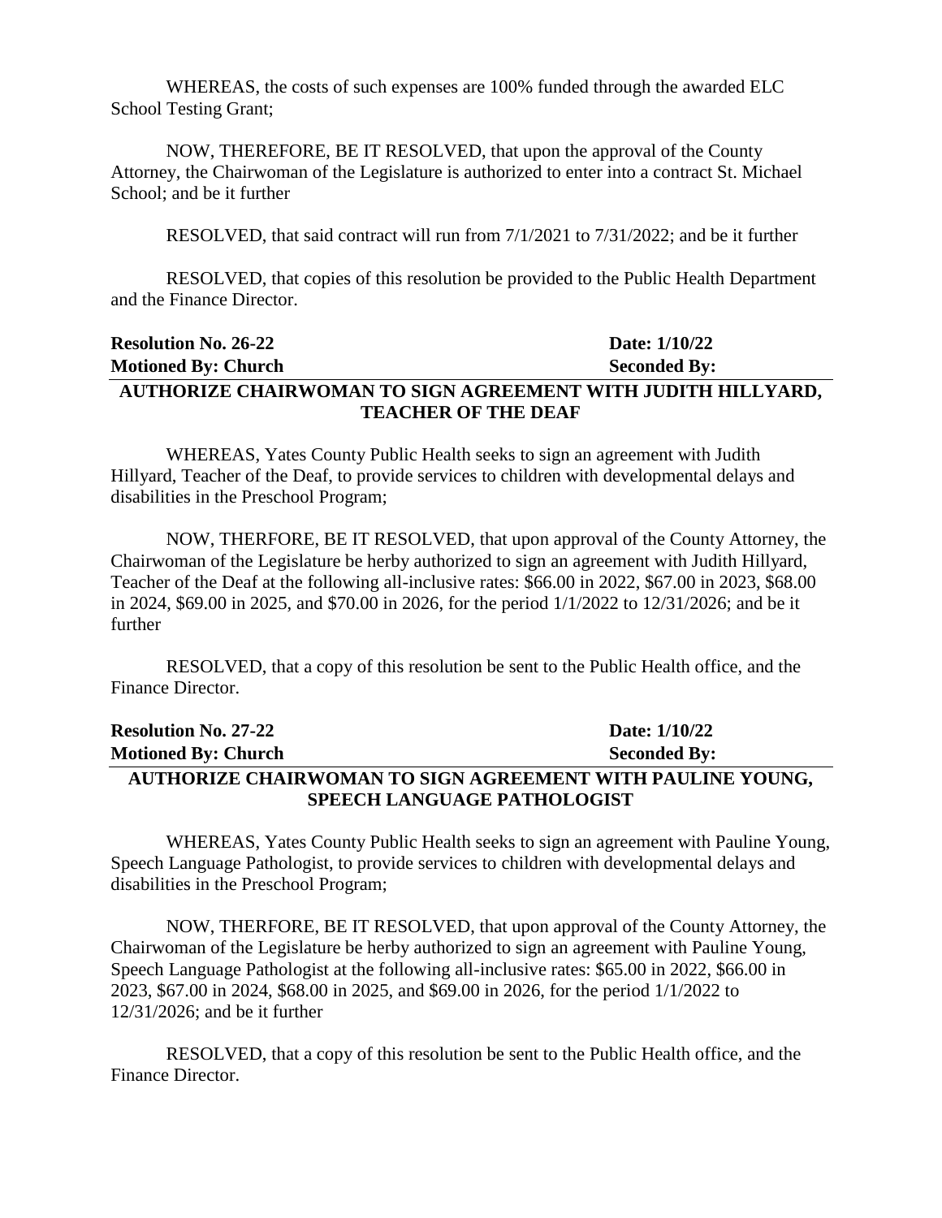WHEREAS, the costs of such expenses are 100% funded through the awarded ELC School Testing Grant;

NOW, THEREFORE, BE IT RESOLVED, that upon the approval of the County Attorney, the Chairwoman of the Legislature is authorized to enter into a contract St. Michael School; and be it further

RESOLVED, that said contract will run from 7/1/2021 to 7/31/2022; and be it further

RESOLVED, that copies of this resolution be provided to the Public Health Department and the Finance Director.

**Resolution No. 26-22** **Date: 1/10/22**
**Motioned By: Church** **Seconded By:**

**AUTHORIZE CHAIRWOMAN TO SIGN AGREEMENT WITH JUDITH HILLYARD, TEACHER OF THE DEAF**

WHEREAS, Yates County Public Health seeks to sign an agreement with Judith Hillyard, Teacher of the Deaf, to provide services to children with developmental delays and disabilities in the Preschool Program;

NOW, THERFORE, BE IT RESOLVED, that upon approval of the County Attorney, the Chairwoman of the Legislature be herby authorized to sign an agreement with Judith Hillyard, Teacher of the Deaf at the following all-inclusive rates: $66.00 in 2022, $67.00 in 2023, $68.00 in 2024, $69.00 in 2025, and $70.00 in 2026, for the period 1/1/2022 to 12/31/2026; and be it further

RESOLVED, that a copy of this resolution be sent to the Public Health office, and the Finance Director.

**Resolution No. 27-22** **Date: 1/10/22**
**Motioned By: Church** **Seconded By:**

**AUTHORIZE CHAIRWOMAN TO SIGN AGREEMENT WITH PAULINE YOUNG, SPEECH LANGUAGE PATHOLOGIST**

WHEREAS, Yates County Public Health seeks to sign an agreement with Pauline Young, Speech Language Pathologist, to provide services to children with developmental delays and disabilities in the Preschool Program;

NOW, THERFORE, BE IT RESOLVED, that upon approval of the County Attorney, the Chairwoman of the Legislature be herby authorized to sign an agreement with Pauline Young, Speech Language Pathologist at the following all-inclusive rates: $65.00 in 2022, $66.00 in 2023, $67.00 in 2024, $68.00 in 2025, and $69.00 in 2026, for the period 1/1/2022 to 12/31/2026; and be it further

RESOLVED, that a copy of this resolution be sent to the Public Health office, and the Finance Director.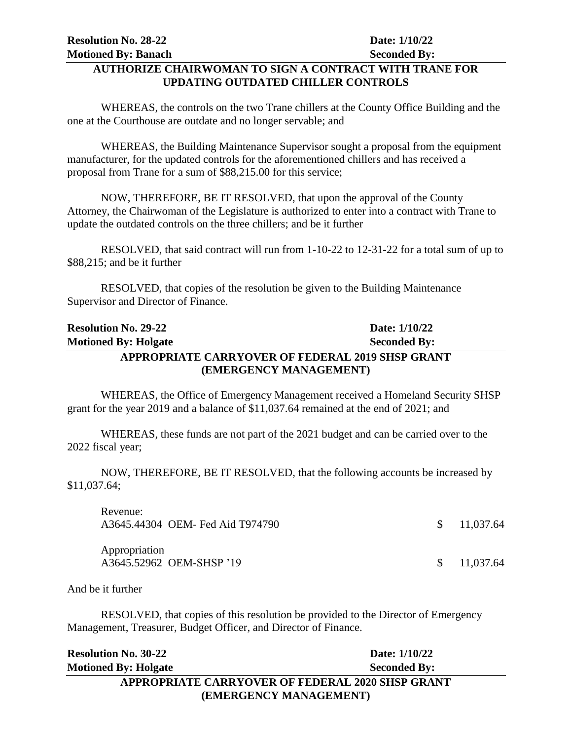**Resolution No. 28-22** **Date: 1/10/22**
**Motioned By: Banach** **Seconded By:**

**AUTHORIZE CHAIRWOMAN TO SIGN A CONTRACT WITH TRANE FOR UPDATING OUTDATED CHILLER CONTROLS**

WHEREAS, the controls on the two Trane chillers at the County Office Building and the one at the Courthouse are outdate and no longer servable; and

WHEREAS, the Building Maintenance Supervisor sought a proposal from the equipment manufacturer, for the updated controls for the aforementioned chillers and has received a proposal from Trane for a sum of $88,215.00 for this service;

NOW, THEREFORE, BE IT RESOLVED, that upon the approval of the County Attorney, the Chairwoman of the Legislature is authorized to enter into a contract with Trane to update the outdated controls on the three chillers; and be it further

RESOLVED, that said contract will run from 1-10-22 to 12-31-22 for a total sum of up to $88,215; and be it further

RESOLVED, that copies of the resolution be given to the Building Maintenance Supervisor and Director of Finance.

**Resolution No. 29-22** **Date: 1/10/22**
**Motioned By: Holgate** **Seconded By:**

**APPROPRIATE CARRYOVER OF FEDERAL 2019 SHSP GRANT (EMERGENCY MANAGEMENT)**

WHEREAS, the Office of Emergency Management received a Homeland Security SHSP grant for the year 2019 and a balance of $11,037.64 remained at the end of 2021; and

WHEREAS, these funds are not part of the 2021 budget and can be carried over to the 2022 fiscal year;

NOW, THEREFORE, BE IT RESOLVED, that the following accounts be increased by $11,037.64;

| | |
|---|---|
| Revenue: | |
| A3645.44304 OEM- Fed Aid T974790 | $ 11,037.64 |
| Appropriation | |
| A3645.52962 OEM-SHSP '19 | $ 11,037.64 |

And be it further

RESOLVED, that copies of this resolution be provided to the Director of Emergency Management, Treasurer, Budget Officer, and Director of Finance.

**Resolution No. 30-22** **Date: 1/10/22**
**Motioned By: Holgate** **Seconded By:**

**APPROPRIATE CARRYOVER OF FEDERAL 2020 SHSP GRANT (EMERGENCY MANAGEMENT)**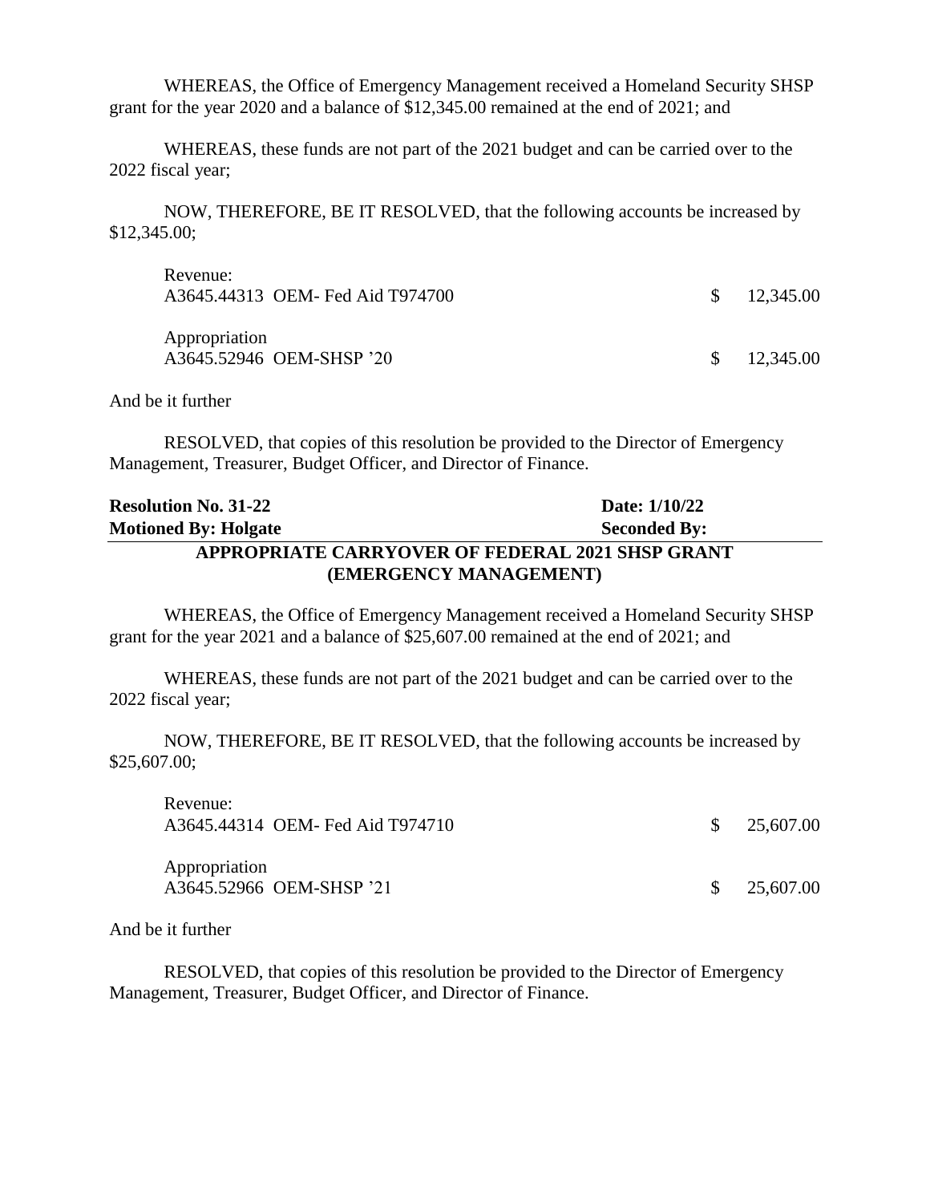WHEREAS, the Office of Emergency Management received a Homeland Security SHSP grant for the year 2020 and a balance of $12,345.00 remained at the end of 2021; and

WHEREAS, these funds are not part of the 2021 budget and can be carried over to the 2022 fiscal year;

NOW, THEREFORE, BE IT RESOLVED, that the following accounts be increased by $12,345.00;

| | | |
|---|---|---|
| Revenue:<br>A3645.44313 OEM- Fed Aid T974700 | $ | 12,345.00 |
| Appropriation<br>A3645.52946 OEM-SHSP '20 | $ | 12,345.00 |

And be it further

RESOLVED, that copies of this resolution be provided to the Director of Emergency Management, Treasurer, Budget Officer, and Director of Finance.

| | |
|---|---|
| **Resolution No. 31-22** | **Date: 1/10/22** |
| **Motioned By: Holgate** | **Seconded By:** |

**APPROPRIATE CARRYOVER OF FEDERAL 2021 SHSP GRANT (EMERGENCY MANAGEMENT)**

WHEREAS, the Office of Emergency Management received a Homeland Security SHSP grant for the year 2021 and a balance of $25,607.00 remained at the end of 2021; and

WHEREAS, these funds are not part of the 2021 budget and can be carried over to the 2022 fiscal year;

NOW, THEREFORE, BE IT RESOLVED, that the following accounts be increased by $25,607.00;

| | | |
|---|---|---|
| Revenue:<br>A3645.44314 OEM- Fed Aid T974710 | $ | 25,607.00 |
| Appropriation<br>A3645.52966 OEM-SHSP '21 | $ | 25,607.00 |

And be it further

RESOLVED, that copies of this resolution be provided to the Director of Emergency Management, Treasurer, Budget Officer, and Director of Finance.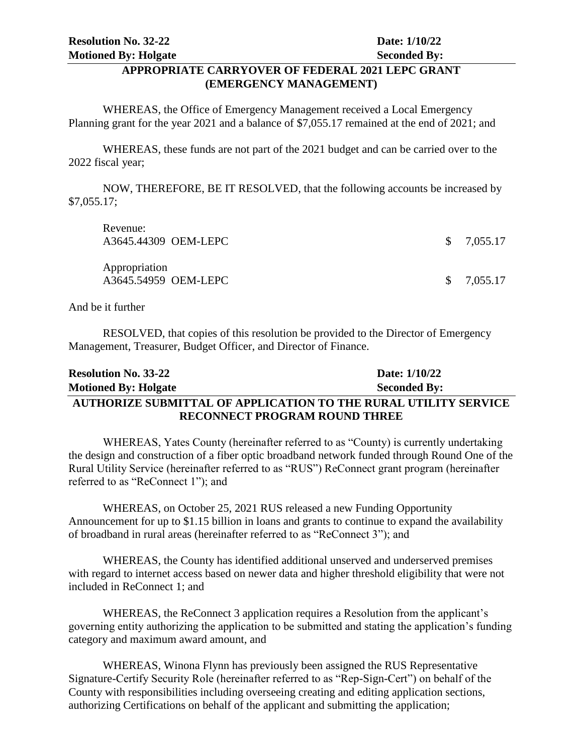**Resolution No. 32-22** **Date: 1/10/22**
**Motioned By: Holgate** **Seconded By:**

**APPROPRIATE CARRYOVER OF FEDERAL 2021 LEPC GRANT (EMERGENCY MANAGEMENT)**

WHEREAS, the Office of Emergency Management received a Local Emergency Planning grant for the year 2021 and a balance of $7,055.17 remained at the end of 2021; and

WHEREAS, these funds are not part of the 2021 budget and can be carried over to the 2022 fiscal year;

NOW, THEREFORE, BE IT RESOLVED, that the following accounts be increased by $7,055.17;

| | |
|---|---|
| Revenue: | |
| A3645.44309 OEM-LEPC | $ 7,055.17 |
| Appropriation | |
| A3645.54959 OEM-LEPC | $ 7,055.17 |

And be it further

RESOLVED, that copies of this resolution be provided to the Director of Emergency Management, Treasurer, Budget Officer, and Director of Finance.

**Resolution No. 33-22** **Date: 1/10/22**
**Motioned By: Holgate** **Seconded By:**

**AUTHORIZE SUBMITTAL OF APPLICATION TO THE RURAL UTILITY SERVICE RECONNECT PROGRAM ROUND THREE**

WHEREAS, Yates County (hereinafter referred to as "County) is currently undertaking the design and construction of a fiber optic broadband network funded through Round One of the Rural Utility Service (hereinafter referred to as "RUS") ReConnect grant program (hereinafter referred to as "ReConnect 1"); and

WHEREAS, on October 25, 2021 RUS released a new Funding Opportunity Announcement for up to $1.15 billion in loans and grants to continue to expand the availability of broadband in rural areas (hereinafter referred to as "ReConnect 3"); and

WHEREAS, the County has identified additional unserved and underserved premises with regard to internet access based on newer data and higher threshold eligibility that were not included in ReConnect 1; and

WHEREAS, the ReConnect 3 application requires a Resolution from the applicant's governing entity authorizing the application to be submitted and stating the application's funding category and maximum award amount, and

WHEREAS, Winona Flynn has previously been assigned the RUS Representative Signature-Certify Security Role (hereinafter referred to as "Rep-Sign-Cert") on behalf of the County with responsibilities including overseeing creating and editing application sections, authorizing Certifications on behalf of the applicant and submitting the application;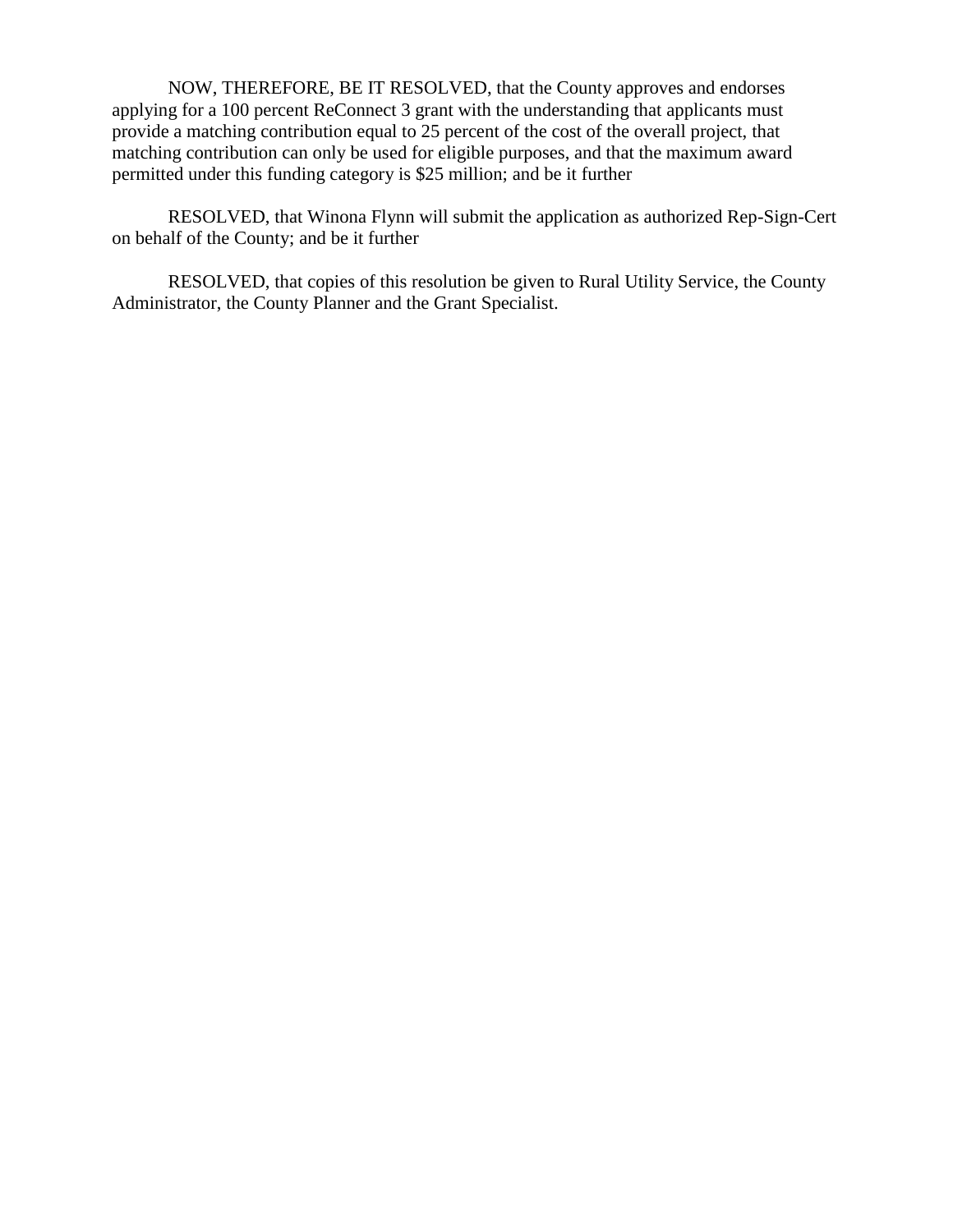NOW, THEREFORE, BE IT RESOLVED, that the County approves and endorses applying for a 100 percent ReConnect 3 grant with the understanding that applicants must provide a matching contribution equal to 25 percent of the cost of the overall project, that matching contribution can only be used for eligible purposes, and that the maximum award permitted under this funding category is $25 million; and be it further

RESOLVED, that Winona Flynn will submit the application as authorized Rep-Sign-Cert on behalf of the County; and be it further

RESOLVED, that copies of this resolution be given to Rural Utility Service, the County Administrator, the County Planner and the Grant Specialist.